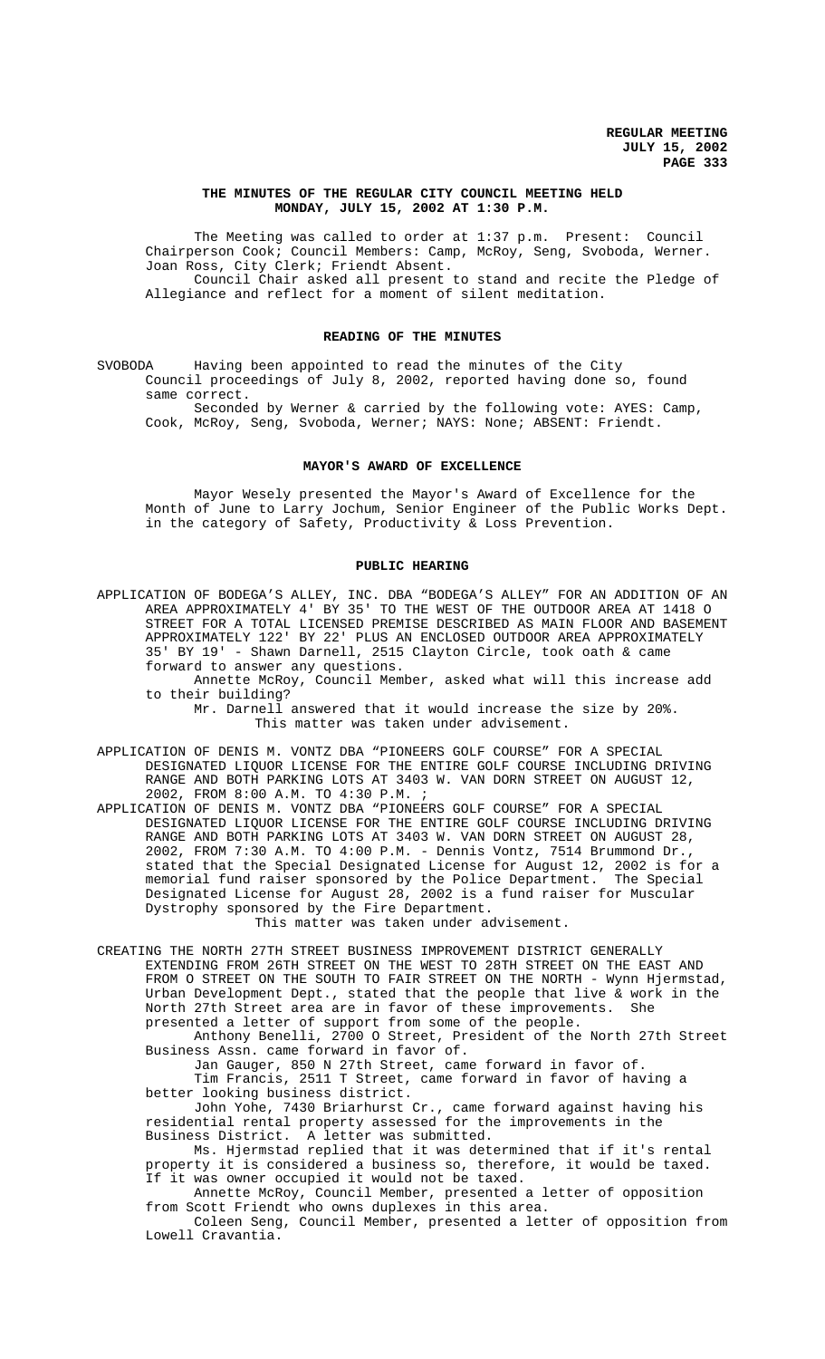**THE MINUTES OF THE REGULAR CITY COUNCIL MEETING HELD MONDAY, JULY 15, 2002 AT 1:30 P.M.**

The Meeting was called to order at 1:37 p.m. Present: Council Chairperson Cook; Council Members: Camp, McRoy, Seng, Svoboda, Werner. Joan Ross, City Clerk; Friendt Absent.

Council Chair asked all present to stand and recite the Pledge of Allegiance and reflect for a moment of silent meditation.

**READING OF THE MINUTES**

SVOBODA Having been appointed to read the minutes of the City Council proceedings of July 8, 2002, reported having done so, found same correct.

Seconded by Werner & carried by the following vote: AYES: Camp, Cook, McRoy, Seng, Svoboda, Werner; NAYS: None; ABSENT: Friendt.

**MAYOR'S AWARD OF EXCELLENCE**

Mayor Wesely presented the Mayor's Award of Excellence for the Month of June to Larry Jochum, Senior Engineer of the Public Works Dept. in the category of Safety, Productivity & Loss Prevention.

**PUBLIC HEARING**

APPLICATION OF BODEGA'S ALLEY, INC. DBA "BODEGA'S ALLEY" FOR AN ADDITION OF AN AREA APPROXIMATELY 4' BY 35' TO THE WEST OF THE OUTDOOR AREA AT 1418 O STREET FOR A TOTAL LICENSED PREMISE DESCRIBED AS MAIN FLOOR AND BASEMENT APPROXIMATELY 122' BY 22' PLUS AN ENCLOSED OUTDOOR AREA APPROXIMATELY 35' BY 19' - Shawn Darnell, 2515 Clayton Circle, took oath & came forward to answer any questions.

Annette McRoy, Council Member, asked what will this increase add to their building?

Mr. Darnell answered that it would increase the size by 20%.

This matter was taken under advisement.

APPLICATION OF DENIS M. VONTZ DBA "PIONEERS GOLF COURSE" FOR A SPECIAL DESIGNATED LIQUOR LICENSE FOR THE ENTIRE GOLF COURSE INCLUDING DRIVING RANGE AND BOTH PARKING LOTS AT 3403 W. VAN DORN STREET ON AUGUST 12, 2002, FROM 8:00 A.M. TO 4:30 P.M. ;

APPLICATION OF DENIS M. VONTZ DBA "PIONEERS GOLF COURSE" FOR A SPECIAL DESIGNATED LIQUOR LICENSE FOR THE ENTIRE GOLF COURSE INCLUDING DRIVING RANGE AND BOTH PARKING LOTS AT 3403 W. VAN DORN STREET ON AUGUST 28, 2002, FROM 7:30 A.M. TO 4:00 P.M. - Dennis Vontz, 7514 Brummond Dr., stated that the Special Designated License for August 12, 2002 is for a memorial fund raiser sponsored by the Police Department. The Special Designated License for August 28, 2002 is a fund raiser for Muscular Dystrophy sponsored by the Fire Department.

This matter was taken under advisement.

CREATING THE NORTH 27TH STREET BUSINESS IMPROVEMENT DISTRICT GENERALLY EXTENDING FROM 26TH STREET ON THE WEST TO 28TH STREET ON THE EAST AND FROM O STREET ON THE SOUTH TO FAIR STREET ON THE NORTH - Wynn Hjermstad, Urban Development Dept., stated that the people that live & work in the North 27th Street area are in favor of these improvements. She presented a letter of support from some of the people.

Anthony Benelli, 2700 O Street, President of the North 27th Street Business Assn. came forward in favor of.

Jan Gauger, 850 N 27th Street, came forward in favor of.

Tim Francis, 2511 T Street, came forward in favor of having a better looking business district.

John Yohe, 7430 Briarhurst Cr., came forward against having his residential rental property assessed for the improvements in the Business District. A letter was submitted.

Ms. Hjermstad replied that it was determined that if it's rental property it is considered a business so, therefore, it would be taxed. If it was owner occupied it would not be taxed.

Annette McRoy, Council Member, presented a letter of opposition from Scott Friendt who owns duplexes in this area.

Coleen Seng, Council Member, presented a letter of opposition from Lowell Cravantia.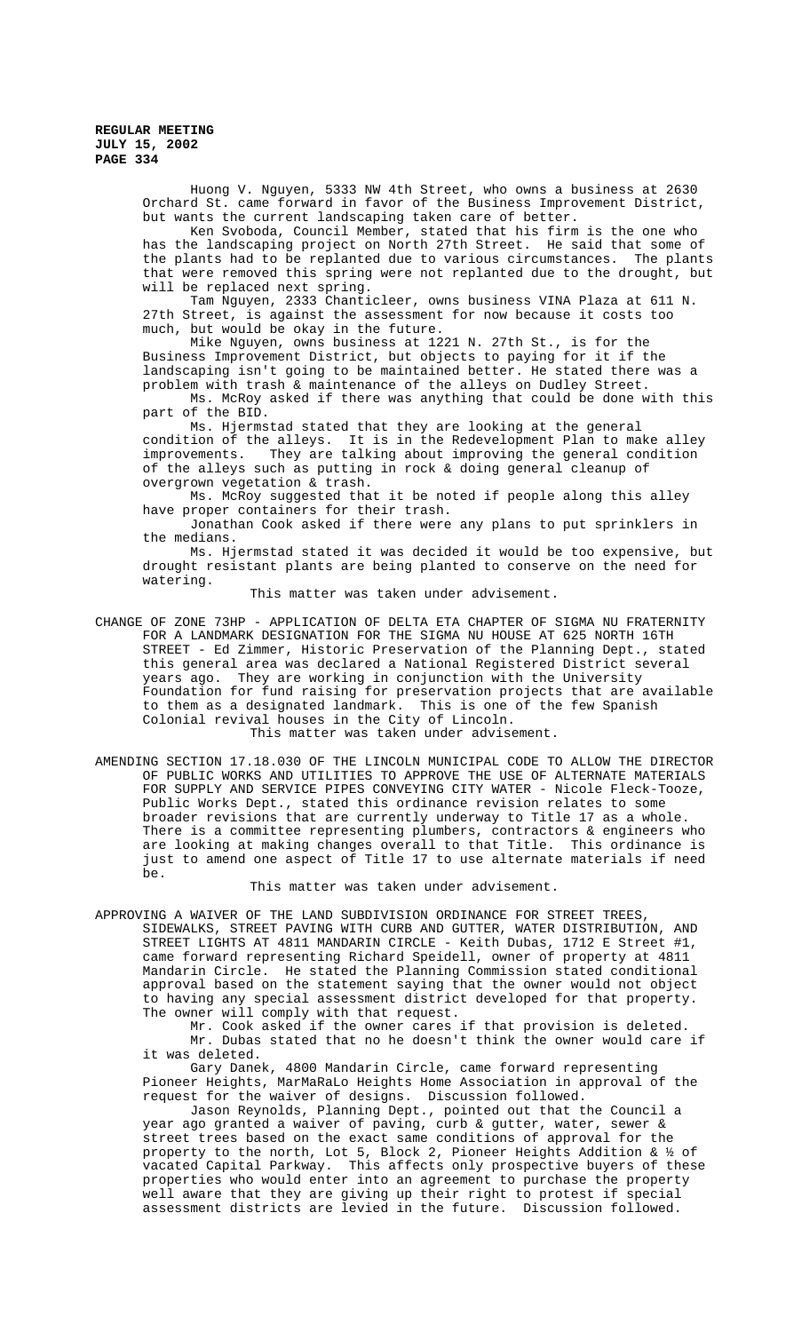Huong V. Nguyen, 5333 NW 4th Street, who owns a business at 2630 Orchard St. came forward in favor of the Business Improvement District, but wants the current landscaping taken care of better.

Ken Svoboda, Council Member, stated that his firm is the one who has the landscaping project on North 27th Street. He said that some of the plants had to be replanted due to various circumstances. The plants that were removed this spring were not replanted due to the drought, but will be replaced next spring.

Tam Nguyen, 2333 Chanticleer, owns business VINA Plaza at 611 N. 27th Street, is against the assessment for now because it costs too much, but would be okay in the future.

Mike Nguyen, owns business at 1221 N. 27th St., is for the Business Improvement District, but objects to paying for it if the landscaping isn't going to be maintained better. He stated there was a problem with trash & maintenance of the alleys on Dudley Street.

Ms. McRoy asked if there was anything that could be done with this part of the BID.

Ms. Hjermstad stated that they are looking at the general condition of the alleys. It is in the Redevelopment Plan to make alley improvements. They are talking about improving the general condition of the alleys such as putting in rock & doing general cleanup of overgrown vegetation & trash.

Ms. McRoy suggested that it be noted if people along this alley have proper containers for their trash.

Jonathan Cook asked if there were any plans to put sprinklers in the medians.

Ms. Hjermstad stated it was decided it would be too expensive, but drought resistant plants are being planted to conserve on the need for watering.

This matter was taken under advisement.

CHANGE OF ZONE 73HP - APPLICATION OF DELTA ETA CHAPTER OF SIGMA NU FRATERNITY FOR A LANDMARK DESIGNATION FOR THE SIGMA NU HOUSE AT 625 NORTH 16TH STREET - Ed Zimmer, Historic Preservation of the Planning Dept., stated this general area was declared a National Registered District several years ago. They are working in conjunction with the University Foundation for fund raising for preservation projects that are available to them as a designated landmark. This is one of the few Spanish Colonial revival houses in the City of Lincoln.

This matter was taken under advisement.

AMENDING SECTION 17.18.030 OF THE LINCOLN MUNICIPAL CODE TO ALLOW THE DIRECTOR OF PUBLIC WORKS AND UTILITIES TO APPROVE THE USE OF ALTERNATE MATERIALS FOR SUPPLY AND SERVICE PIPES CONVEYING CITY WATER - Nicole Fleck-Tooze, Public Works Dept., stated this ordinance revision relates to some broader revisions that are currently underway to Title 17 as a whole. There is a committee representing plumbers, contractors & engineers who are looking at making changes overall to that Title. This ordinance is just to amend one aspect of Title 17 to use alternate materials if need be.

This matter was taken under advisement.

APPROVING A WAIVER OF THE LAND SUBDIVISION ORDINANCE FOR STREET TREES, SIDEWALKS, STREET PAVING WITH CURB AND GUTTER, WATER DISTRIBUTION, AND STREET LIGHTS AT 4811 MANDARIN CIRCLE - Keith Dubas, 1712 E Street #1, came forward representing Richard Speidell, owner of property at 4811 Mandarin Circle. He stated the Planning Commission stated conditional approval based on the statement saying that the owner would not object to having any special assessment district developed for that property. The owner will comply with that request.

Mr. Cook asked if the owner cares if that provision is deleted.

Mr. Dubas stated that no he doesn't think the owner would care if it was deleted.

Gary Danek, 4800 Mandarin Circle, came forward representing Pioneer Heights, MarMaRaLo Heights Home Association in approval of the request for the waiver of designs. Discussion followed.

Jason Reynolds, Planning Dept., pointed out that the Council a year ago granted a waiver of paving, curb & gutter, water, sewer & street trees based on the exact same conditions of approval for the property to the north, Lot 5, Block 2, Pioneer Heights Addition & ½ of vacated Capital Parkway. This affects only prospective buyers of these properties who would enter into an agreement to purchase the property well aware that they are giving up their right to protest if special assessment districts are levied in the future. Discussion followed.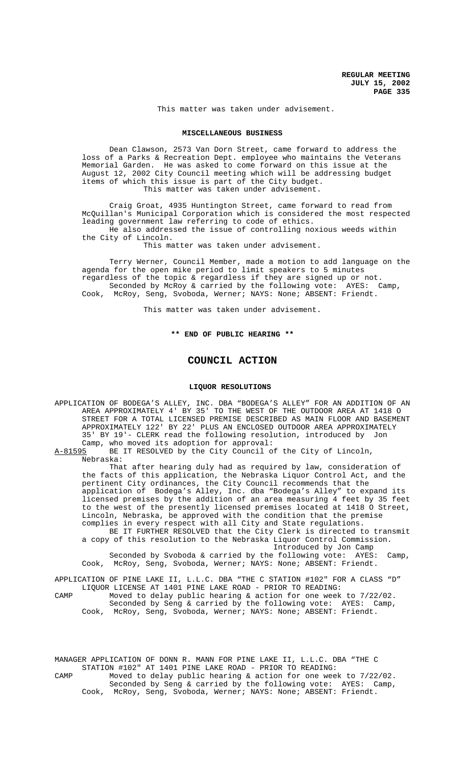This matter was taken under advisement.

## MISCELLANEOUS BUSINESS

Dean Clawson, 2573 Van Dorn Street, came forward to address the loss of a Parks & Recreation Dept. employee who maintains the Veterans Memorial Garden. He was asked to come forward on this issue at the August 12, 2002 City Council meeting which will be addressing budget items of which this issue is part of the City budget.

This matter was taken under advisement.

Craig Groat, 4935 Huntington Street, came forward to read from McQuillan's Municipal Corporation which is considered the most respected leading government law referring to code of ethics.

He also addressed the issue of controlling noxious weeds within the City of Lincoln.

This matter was taken under advisement.

Terry Werner, Council Member, made a motion to add language on the agenda for the open mike period to limit speakers to 5 minutes regardless of the topic & regardless if they are signed up or not.

Seconded by McRoy & carried by the following vote: AYES: Camp, Cook, McRoy, Seng, Svoboda, Werner; NAYS: None; ABSENT: Friendt.

This matter was taken under advisement.

**\*\* END OF PUBLIC HEARING \*\***

# COUNCIL ACTION

## LIQUOR RESOLUTIONS

APPLICATION OF BODEGA'S ALLEY, INC. DBA "BODEGA'S ALLEY" FOR AN ADDITION OF AN AREA APPROXIMATELY 4' BY 35' TO THE WEST OF THE OUTDOOR AREA AT 1418 O STREET FOR A TOTAL LICENSED PREMISE DESCRIBED AS MAIN FLOOR AND BASEMENT APPROXIMATELY 122' BY 22' PLUS AN ENCLOSED OUTDOOR AREA APPROXIMATELY 35' BY 19'- CLERK read the following resolution, introduced by Jon Camp, who moved its adoption for approval:

A-81595 BE IT RESOLVED by the City Council of the City of Lincoln, Nebraska:

That after hearing duly had as required by law, consideration of the facts of this application, the Nebraska Liquor Control Act, and the pertinent City ordinances, the City Council recommends that the application of Bodega's Alley, Inc. dba "Bodega's Alley" to expand its licensed premises by the addition of an area measuring 4 feet by 35 feet to the west of the presently licensed premises located at 1418 O Street, Lincoln, Nebraska, be approved with the condition that the premise complies in every respect with all City and State regulations.

BE IT FURTHER RESOLVED that the City Clerk is directed to transmit a copy of this resolution to the Nebraska Liquor Control Commission.

Introduced by Jon Camp

Seconded by Svoboda & carried by the following vote: AYES: Camp, Cook, McRoy, Seng, Svoboda, Werner; NAYS: None; ABSENT: Friendt.

APPLICATION OF PINE LAKE II, L.L.C. DBA "THE C STATION #102" FOR A CLASS "D" LIQUOR LICENSE AT 1401 PINE LAKE ROAD - PRIOR TO READING:

CAMP Moved to delay public hearing & action for one week to 7/22/02.

Seconded by Seng & carried by the following vote: AYES: Camp, Cook, McRoy, Seng, Svoboda, Werner; NAYS: None; ABSENT: Friendt.

MANAGER APPLICATION OF DONN R. MANN FOR PINE LAKE II, L.L.C. DBA "THE C STATION #102" AT 1401 PINE LAKE ROAD - PRIOR TO READING:

CAMP Moved to delay public hearing & action for one week to 7/22/02.

Seconded by Seng & carried by the following vote: AYES: Camp, Cook, McRoy, Seng, Svoboda, Werner; NAYS: None; ABSENT: Friendt.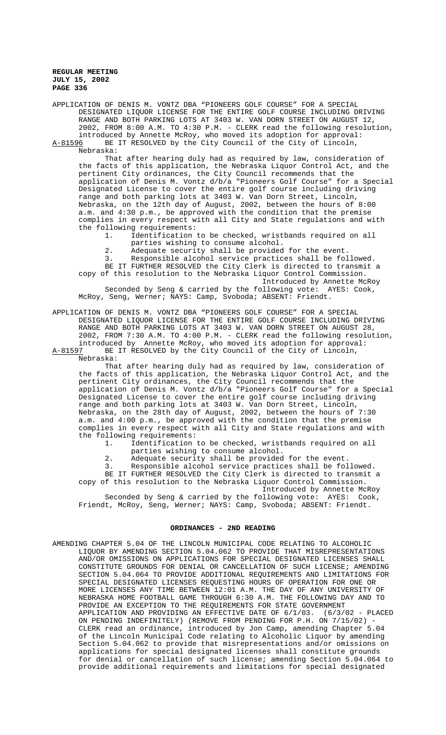APPLICATION OF DENIS M. VONTZ DBA "PIONEERS GOLF COURSE" FOR A SPECIAL DESIGNATED LIQUOR LICENSE FOR THE ENTIRE GOLF COURSE INCLUDING DRIVING RANGE AND BOTH PARKING LOTS AT 3403 W. VAN DORN STREET ON AUGUST 12, 2002, FROM 8:00 A.M. TO 4:30 P.M. - CLERK read the following resolution, introduced by Annette McRoy, who moved its adoption for approval:

A-81596 BE IT RESOLVED by the City Council of the City of Lincoln, Nebraska:

That after hearing duly had as required by law, consideration of the facts of this application, the Nebraska Liquor Control Act, and the pertinent City ordinances, the City Council recommends that the application of Denis M. Vontz d/b/a "Pioneers Golf Course" for a Special Designated License to cover the entire golf course including driving range and both parking lots at 3403 W. Van Dorn Street, Lincoln, Nebraska, on the 12th day of August, 2002, between the hours of 8:00 a.m. and 4:30 p.m., be approved with the condition that the premise complies in every respect with all City and State regulations and with the following requirements:

1. Identification to be checked, wristbands required on all parties wishing to consume alcohol.
2. Adequate security shall be provided for the event.
3. Responsible alcohol service practices shall be followed.

BE IT FURTHER RESOLVED the City Clerk is directed to transmit a copy of this resolution to the Nebraska Liquor Control Commission.

Introduced by Annette McRoy

Seconded by Seng & carried by the following vote: AYES: Cook, McRoy, Seng, Werner; NAYS: Camp, Svoboda; ABSENT: Friendt.

APPLICATION OF DENIS M. VONTZ DBA "PIONEERS GOLF COURSE" FOR A SPECIAL DESIGNATED LIQUOR LICENSE FOR THE ENTIRE GOLF COURSE INCLUDING DRIVING RANGE AND BOTH PARKING LOTS AT 3403 W. VAN DORN STREET ON AUGUST 28, 2002, FROM 7:30 A.M. TO 4:00 P.M. - CLERK read the following resolution, introduced by Annette McRoy, who moved its adoption for approval:

A-81597 BE IT RESOLVED by the City Council of the City of Lincoln, Nebraska:

That after hearing duly had as required by law, consideration of the facts of this application, the Nebraska Liquor Control Act, and the pertinent City ordinances, the City Council recommends that the application of Denis M. Vontz d/b/a "Pioneers Golf Course" for a Special Designated License to cover the entire golf course including driving range and both parking lots at 3403 W. Van Dorn Street, Lincoln, Nebraska, on the 28th day of August, 2002, between the hours of 7:30 a.m. and 4:00 p.m., be approved with the condition that the premise complies in every respect with all City and State regulations and with the following requirements:

1. Identification to be checked, wristbands required on all parties wishing to consume alcohol.
2. Adequate security shall be provided for the event.
3. Responsible alcohol service practices shall be followed.

BE IT FURTHER RESOLVED the City Clerk is directed to transmit a copy of this resolution to the Nebraska Liquor Control Commission.

Introduced by Annette McRoy

Seconded by Seng & carried by the following vote: AYES: Cook, Friendt, McRoy, Seng, Werner; NAYS: Camp, Svoboda; ABSENT: Friendt.

## ORDINANCES - 2ND READING

AMENDING CHAPTER 5.04 OF THE LINCOLN MUNICIPAL CODE RELATING TO ALCOHOLIC LIQUOR BY AMENDING SECTION 5.04.062 TO PROVIDE THAT MISREPRESENTATIONS AND/OR OMISSIONS ON APPLICATIONS FOR SPECIAL DESIGNATED LICENSES SHALL CONSTITUTE GROUNDS FOR DENIAL OR CANCELLATION OF SUCH LICENSE; AMENDING SECTION 5.04.064 TO PROVIDE ADDITIONAL REQUIREMENTS AND LIMITATIONS FOR SPECIAL DESIGNATED LICENSES REQUESTING HOURS OF OPERATION FOR ONE OR MORE LICENSES ANY TIME BETWEEN 12:01 A.M. THE DAY OF ANY UNIVERSITY OF NEBRASKA HOME FOOTBALL GAME THROUGH 6:30 A.M. THE FOLLOWING DAY AND TO PROVIDE AN EXCEPTION TO THE REQUIREMENTS FOR STATE GOVERNMENT APPLICATION AND PROVIDING AN EFFECTIVE DATE OF 6/1/03. (6/3/02 - PLACED ON PENDING INDEFINITELY) (REMOVE FROM PENDING FOR P.H. ON 7/15/02) - CLERK read an ordinance, introduced by Jon Camp, amending Chapter 5.04 of the Lincoln Municipal Code relating to Alcoholic Liquor by amending Section 5.04.062 to provide that misrepresentations and/or omissions on applications for special designated licenses shall constitute grounds for denial or cancellation of such license; amending Section 5.04.064 to provide additional requirements and limitations for special designated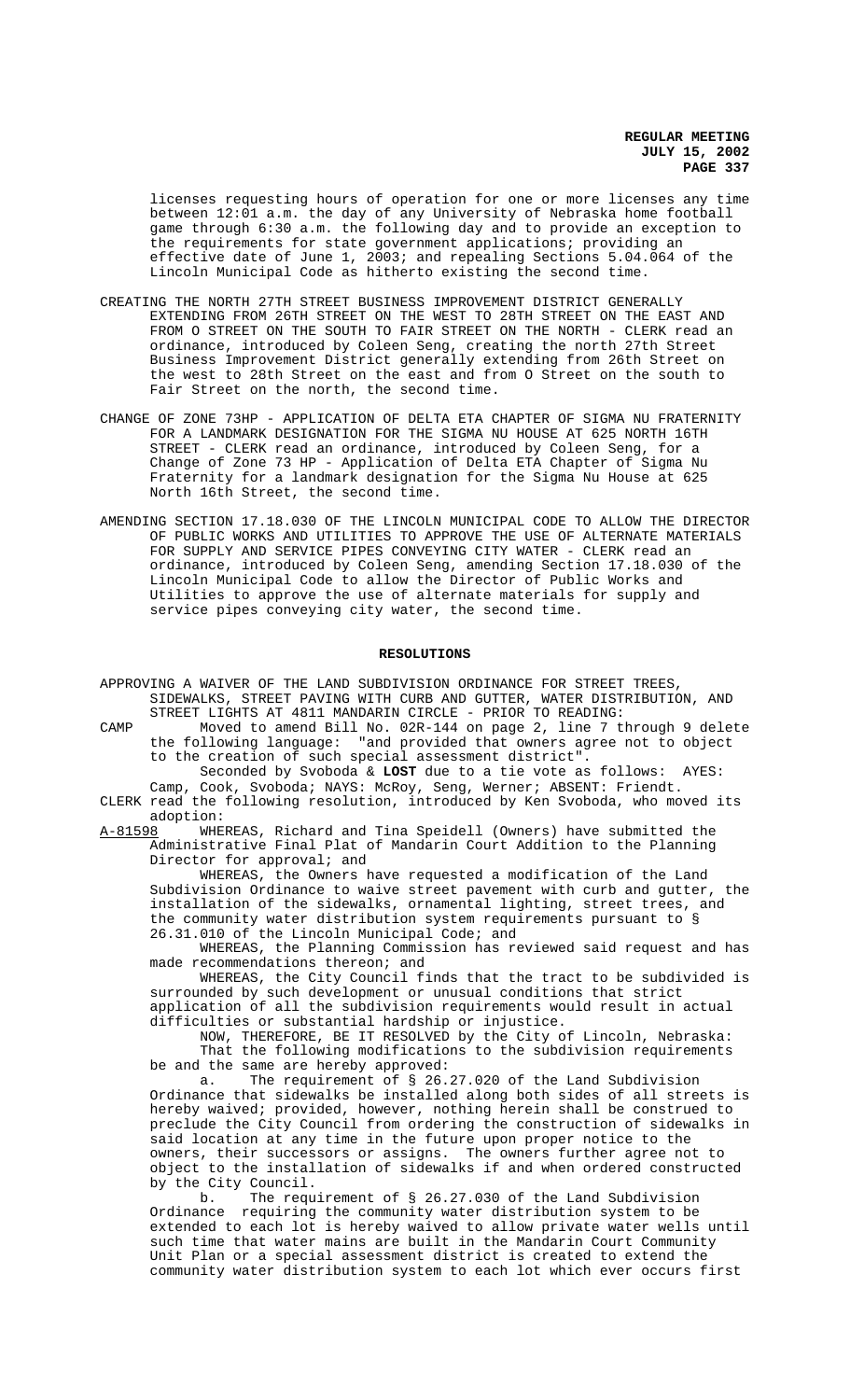licenses requesting hours of operation for one or more licenses any time between 12:01 a.m. the day of any University of Nebraska home football game through 6:30 a.m. the following day and to provide an exception to the requirements for state government applications; providing an effective date of June 1, 2003; and repealing Sections 5.04.064 of the Lincoln Municipal Code as hitherto existing the second time.

CREATING THE NORTH 27TH STREET BUSINESS IMPROVEMENT DISTRICT GENERALLY EXTENDING FROM 26TH STREET ON THE WEST TO 28TH STREET ON THE EAST AND FROM O STREET ON THE SOUTH TO FAIR STREET ON THE NORTH - CLERK read an ordinance, introduced by Coleen Seng, creating the north 27th Street Business Improvement District generally extending from 26th Street on the west to 28th Street on the east and from O Street on the south to Fair Street on the north, the second time.

CHANGE OF ZONE 73HP - APPLICATION OF DELTA ETA CHAPTER OF SIGMA NU FRATERNITY FOR A LANDMARK DESIGNATION FOR THE SIGMA NU HOUSE AT 625 NORTH 16TH STREET - CLERK read an ordinance, introduced by Coleen Seng, for a Change of Zone 73 HP - Application of Delta ETA Chapter of Sigma Nu Fraternity for a landmark designation for the Sigma Nu House at 625 North 16th Street, the second time.

AMENDING SECTION 17.18.030 OF THE LINCOLN MUNICIPAL CODE TO ALLOW THE DIRECTOR OF PUBLIC WORKS AND UTILITIES TO APPROVE THE USE OF ALTERNATE MATERIALS FOR SUPPLY AND SERVICE PIPES CONVEYING CITY WATER - CLERK read an ordinance, introduced by Coleen Seng, amending Section 17.18.030 of the Lincoln Municipal Code to allow the Director of Public Works and Utilities to approve the use of alternate materials for supply and service pipes conveying city water, the second time.

## RESOLUTIONS

APPROVING A WAIVER OF THE LAND SUBDIVISION ORDINANCE FOR STREET TREES, SIDEWALKS, STREET PAVING WITH CURB AND GUTTER, WATER DISTRIBUTION, AND STREET LIGHTS AT 4811 MANDARIN CIRCLE - PRIOR TO READING:

CAMP Moved to amend Bill No. 02R-144 on page 2, line 7 through 9 delete the following language: "and provided that owners agree not to object to the creation of such special assessment district".

Seconded by Svoboda & **LOST** due to a tie vote as follows: AYES: Camp, Cook, Svoboda; NAYS: McRoy, Seng, Werner; ABSENT: Friendt.

CLERK read the following resolution, introduced by Ken Svoboda, who moved its adoption:

A-81598 WHEREAS, Richard and Tina Speidell (Owners) have submitted the Administrative Final Plat of Mandarin Court Addition to the Planning Director for approval; and

WHEREAS, the Owners have requested a modification of the Land Subdivision Ordinance to waive street pavement with curb and gutter, the installation of the sidewalks, ornamental lighting, street trees, and the community water distribution system requirements pursuant to § 26.31.010 of the Lincoln Municipal Code; and

WHEREAS, the Planning Commission has reviewed said request and has made recommendations thereon; and

WHEREAS, the City Council finds that the tract to be subdivided is surrounded by such development or unusual conditions that strict application of all the subdivision requirements would result in actual difficulties or substantial hardship or injustice.

NOW, THEREFORE, BE IT RESOLVED by the City of Lincoln, Nebraska:

That the following modifications to the subdivision requirements be and the same are hereby approved:

a. The requirement of § 26.27.020 of the Land Subdivision Ordinance that sidewalks be installed along both sides of all streets is hereby waived; provided, however, nothing herein shall be construed to preclude the City Council from ordering the construction of sidewalks in said location at any time in the future upon proper notice to the owners, their successors or assigns. The owners further agree not to object to the installation of sidewalks if and when ordered constructed by the City Council.

b. The requirement of § 26.27.030 of the Land Subdivision Ordinance requiring the community water distribution system to be extended to each lot is hereby waived to allow private water wells until such time that water mains are built in the Mandarin Court Community Unit Plan or a special assessment district is created to extend the community water distribution system to each lot which ever occurs first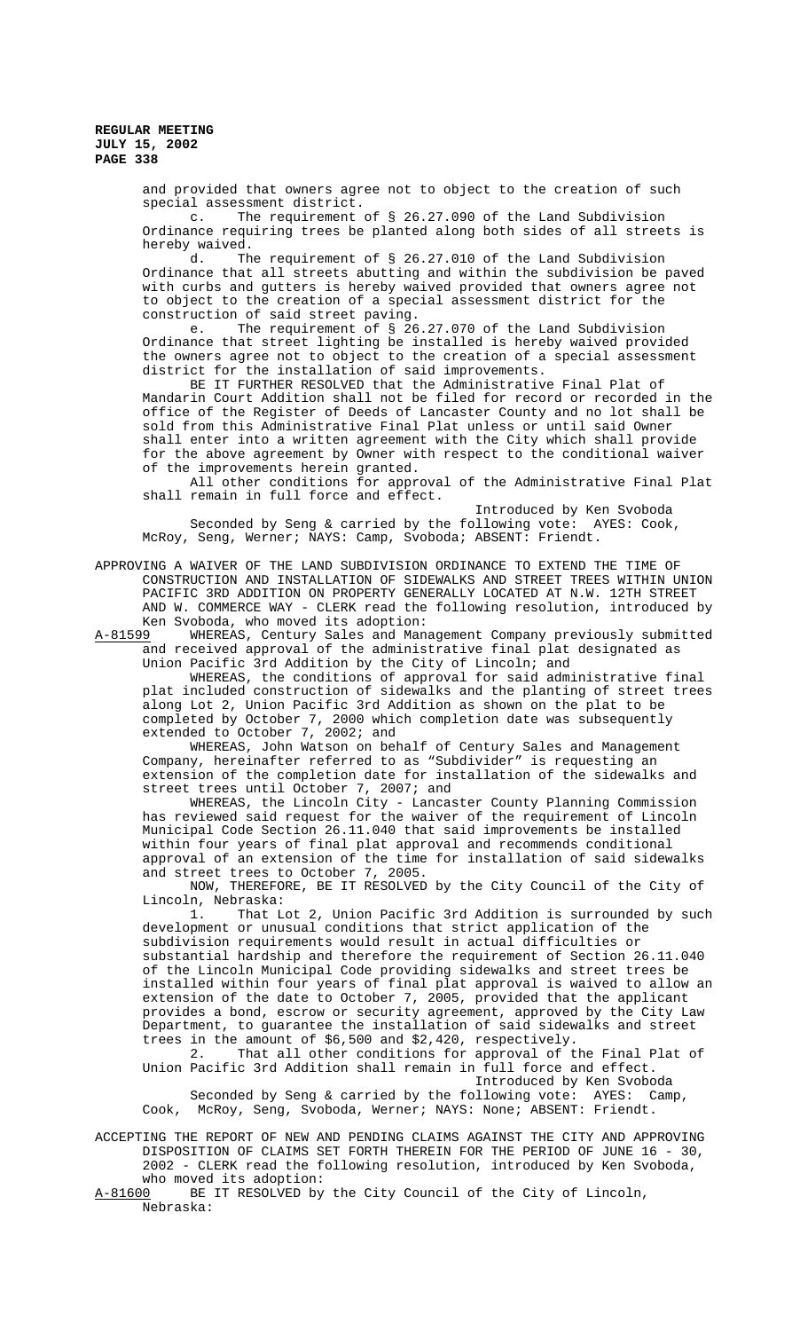and provided that owners agree not to object to the creation of such special assessment district.

c. The requirement of § 26.27.090 of the Land Subdivision Ordinance requiring trees be planted along both sides of all streets is hereby waived.

d. The requirement of § 26.27.010 of the Land Subdivision Ordinance that all streets abutting and within the subdivision be paved with curbs and gutters is hereby waived provided that owners agree not to object to the creation of a special assessment district for the construction of said street paving.

e. The requirement of § 26.27.070 of the Land Subdivision Ordinance that street lighting be installed is hereby waived provided the owners agree not to object to the creation of a special assessment district for the installation of said improvements.

BE IT FURTHER RESOLVED that the Administrative Final Plat of Mandarin Court Addition shall not be filed for record or recorded in the office of the Register of Deeds of Lancaster County and no lot shall be sold from this Administrative Final Plat unless or until said Owner shall enter into a written agreement with the City which shall provide for the above agreement by Owner with respect to the conditional waiver of the improvements herein granted.

All other conditions for approval of the Administrative Final Plat shall remain in full force and effect.

Introduced by Ken Svoboda

Seconded by Seng & carried by the following vote: AYES: Cook, McRoy, Seng, Werner; NAYS: Camp, Svoboda; ABSENT: Friendt.

APPROVING A WAIVER OF THE LAND SUBDIVISION ORDINANCE TO EXTEND THE TIME OF CONSTRUCTION AND INSTALLATION OF SIDEWALKS AND STREET TREES WITHIN UNION PACIFIC 3RD ADDITION ON PROPERTY GENERALLY LOCATED AT N.W. 12TH STREET AND W. COMMERCE WAY - CLERK read the following resolution, introduced by Ken Svoboda, who moved its adoption:

A-81599 WHEREAS, Century Sales and Management Company previously submitted and received approval of the administrative final plat designated as Union Pacific 3rd Addition by the City of Lincoln; and

WHEREAS, the conditions of approval for said administrative final plat included construction of sidewalks and the planting of street trees along Lot 2, Union Pacific 3rd Addition as shown on the plat to be completed by October 7, 2000 which completion date was subsequently extended to October 7, 2002; and

WHEREAS, John Watson on behalf of Century Sales and Management Company, hereinafter referred to as "Subdivider" is requesting an extension of the completion date for installation of the sidewalks and street trees until October 7, 2007; and

WHEREAS, the Lincoln City - Lancaster County Planning Commission has reviewed said request for the waiver of the requirement of Lincoln Municipal Code Section 26.11.040 that said improvements be installed within four years of final plat approval and recommends conditional approval of an extension of the time for installation of said sidewalks and street trees to October 7, 2005.

NOW, THEREFORE, BE IT RESOLVED by the City Council of the City of Lincoln, Nebraska:

1. That Lot 2, Union Pacific 3rd Addition is surrounded by such development or unusual conditions that strict application of the subdivision requirements would result in actual difficulties or substantial hardship and therefore the requirement of Section 26.11.040 of the Lincoln Municipal Code providing sidewalks and street trees be installed within four years of final plat approval is waived to allow an extension of the date to October 7, 2005, provided that the applicant provides a bond, escrow or security agreement, approved by the City Law Department, to guarantee the installation of said sidewalks and street trees in the amount of $6,500 and $2,420, respectively.

2. That all other conditions for approval of the Final Plat of Union Pacific 3rd Addition shall remain in full force and effect.

Introduced by Ken Svoboda

Seconded by Seng & carried by the following vote: AYES: Camp, Cook, McRoy, Seng, Svoboda, Werner; NAYS: None; ABSENT: Friendt.

ACCEPTING THE REPORT OF NEW AND PENDING CLAIMS AGAINST THE CITY AND APPROVING DISPOSITION OF CLAIMS SET FORTH THEREIN FOR THE PERIOD OF JUNE 16 - 30, 2002 - CLERK read the following resolution, introduced by Ken Svoboda, who moved its adoption:

A-81600 BE IT RESOLVED by the City Council of the City of Lincoln, Nebraska: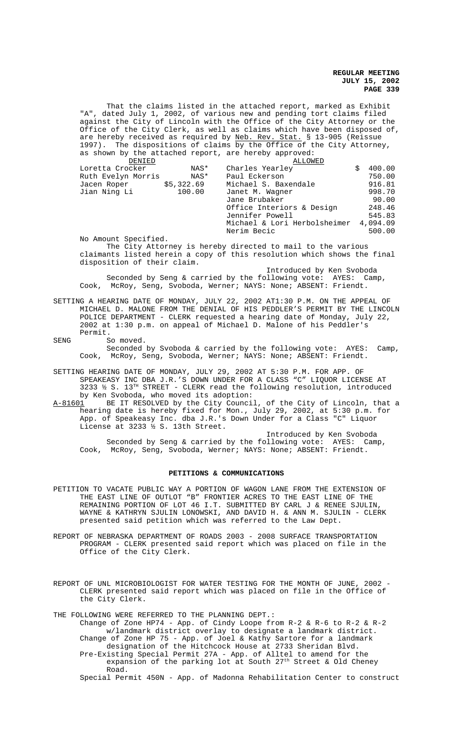That the claims listed in the attached report, marked as Exhibit "A", dated July 1, 2002, of various new and pending tort claims filed against the City of Lincoln with the Office of the City Attorney or the Office of the City Clerk, as well as claims which have been disposed of, are hereby received as required by Neb. Rev. Stat. § 13-905 (Reissue 1997). The dispositions of claims by the Office of the City Attorney, as shown by the attached report, are hereby approved:

| DENIED | | ALLOWED | |
|---|---|---|---|
| Loretta Crocker | NAS* | Charles Yearley | $ 400.00 |
| Ruth Evelyn Morris | NAS* | Paul Eckerson | 750.00 |
| Jacen Roper | $5,322.69 | Michael S. Baxendale | 916.81 |
| Jian Ning Li | 100.00 | Janet M. Wagner | 998.70 |
| | | Jane Brubaker | 90.00 |
| | | Office Interiors & Design | 248.46 |
| | | Jennifer Powell | 545.83 |
| | | Michael & Lori Herbolsheimer | 4,094.09 |
| | | Nerim Becic | 500.00 |

No Amount Specified.

The City Attorney is hereby directed to mail to the various claimants listed herein a copy of this resolution which shows the final disposition of their claim.

Introduced by Ken Svoboda

Seconded by Seng & carried by the following vote: AYES: Camp, Cook, McRoy, Seng, Svoboda, Werner; NAYS: None; ABSENT: Friendt.

SETTING A HEARING DATE OF MONDAY, JULY 22, 2002 AT1:30 P.M. ON THE APPEAL OF MICHAEL D. MALONE FROM THE DENIAL OF HIS PEDDLER'S PERMIT BY THE LINCOLN POLICE DEPARTMENT - CLERK requested a hearing date of Monday, July 22, 2002 at 1:30 p.m. on appeal of Michael D. Malone of his Peddler's Permit.

SENG So moved.

Seconded by Svoboda & carried by the following vote: AYES: Camp, Cook, McRoy, Seng, Svoboda, Werner; NAYS: None; ABSENT: Friendt.

SETTING HEARING DATE OF MONDAY, JULY 29, 2002 AT 5:30 P.M. FOR APP. OF SPEAKEASY INC DBA J.R.'S DOWN UNDER FOR A CLASS "C" LIQUOR LICENSE AT 3233 ½ S. 13TH STREET - CLERK read the following resolution, introduced by Ken Svoboda, who moved its adoption:

A-81601 BE IT RESOLVED by the City Council, of the City of Lincoln, that a hearing date is hereby fixed for Mon., July 29, 2002, at 5:30 p.m. for App. of Speakeasy Inc. dba J.R.'s Down Under for a Class "C" Liquor License at 3233 ½ S. 13th Street.

Introduced by Ken Svoboda

Seconded by Seng & carried by the following vote: AYES: Camp, Cook, McRoy, Seng, Svoboda, Werner; NAYS: None; ABSENT: Friendt.

## PETITIONS & COMMUNICATIONS

PETITION TO VACATE PUBLIC WAY A PORTION OF WAGON LANE FROM THE EXTENSION OF THE EAST LINE OF OUTLOT "B" FRONTIER ACRES TO THE EAST LINE OF THE REMAINING PORTION OF LOT 46 I.T. SUBMITTED BY CARL J & RENEE SJULIN, WAYNE & KATHRYN SJULIN LONOWSKI, AND DAVID H. & ANN M. SJULIN - CLERK presented said petition which was referred to the Law Dept.

REPORT OF NEBRASKA DEPARTMENT OF ROADS 2003 - 2008 SURFACE TRANSPORTATION PROGRAM - CLERK presented said report which was placed on file in the Office of the City Clerk.

REPORT OF UNL MICROBIOLOGIST FOR WATER TESTING FOR THE MONTH OF JUNE, 2002 - CLERK presented said report which was placed on file in the Office of the City Clerk.

THE FOLLOWING WERE REFERRED TO THE PLANNING DEPT.:

Change of Zone HP74 - App. of Cindy Loope from R-2 & R-6 to R-2 & R-2 w/landmark district overlay to designate a landmark district.

Change of Zone HP 75 - App. of Joel & Kathy Sartore for a landmark designation of the Hitchcock House at 2733 Sheridan Blvd.

Pre-Existing Special Permit 27A - App. of Alltel to amend for the expansion of the parking lot at South 27th Street & Old Cheney Road.

Special Permit 450N - App. of Madonna Rehabilitation Center to construct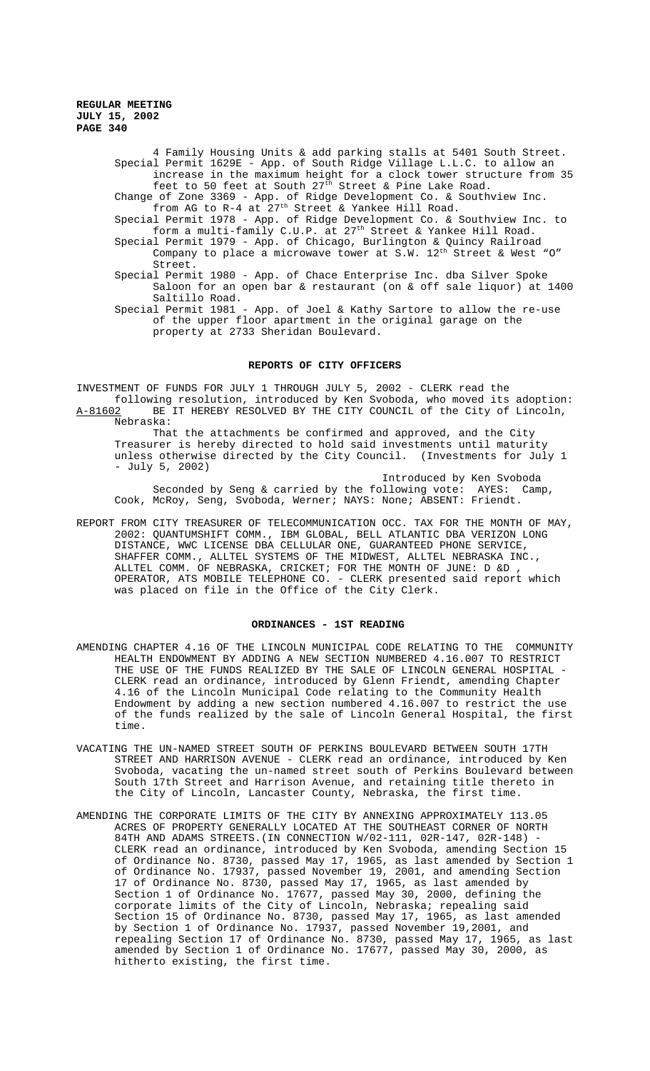4 Family Housing Units & add parking stalls at 5401 South Street.

Special Permit 1629E - App. of South Ridge Village L.L.C. to allow an increase in the maximum height for a clock tower structure from 35 feet to 50 feet at South 27th Street & Pine Lake Road.

Change of Zone 3369 - App. of Ridge Development Co. & Southview Inc. from AG to R-4 at 27th Street & Yankee Hill Road.

Special Permit 1978 - App. of Ridge Development Co. & Southview Inc. to form a multi-family C.U.P. at 27th Street & Yankee Hill Road.

Special Permit 1979 - App. of Chicago, Burlington & Quincy Railroad Company to place a microwave tower at S.W. 12th Street & West "O" Street.

Special Permit 1980 - App. of Chace Enterprise Inc. dba Silver Spoke Saloon for an open bar & restaurant (on & off sale liquor) at 1400 Saltillo Road.

Special Permit 1981 - App. of Joel & Kathy Sartore to allow the re-use of the upper floor apartment in the original garage on the property at 2733 Sheridan Boulevard.

## REPORTS OF CITY OFFICERS

INVESTMENT OF FUNDS FOR JULY 1 THROUGH JULY 5, 2002 - CLERK read the following resolution, introduced by Ken Svoboda, who moved its adoption:

A-81602 BE IT HEREBY RESOLVED BY THE CITY COUNCIL of the City of Lincoln, Nebraska:

That the attachments be confirmed and approved, and the City Treasurer is hereby directed to hold said investments until maturity unless otherwise directed by the City Council. (Investments for July 1 - July 5, 2002)

Introduced by Ken Svoboda

Seconded by Seng & carried by the following vote: AYES: Camp, Cook, McRoy, Seng, Svoboda, Werner; NAYS: None; ABSENT: Friendt.

REPORT FROM CITY TREASURER OF TELECOMMUNICATION OCC. TAX FOR THE MONTH OF MAY, 2002: QUANTUMSHIFT COMM., IBM GLOBAL, BELL ATLANTIC DBA VERIZON LONG DISTANCE, WWC LICENSE DBA CELLULAR ONE, GUARANTEED PHONE SERVICE, SHAFFER COMM., ALLTEL SYSTEMS OF THE MIDWEST, ALLTEL NEBRASKA INC., ALLTEL COMM. OF NEBRASKA, CRICKET; FOR THE MONTH OF JUNE: D &D , OPERATOR, ATS MOBILE TELEPHONE CO. - CLERK presented said report which was placed on file in the Office of the City Clerk.

## ORDINANCES - 1ST READING

AMENDING CHAPTER 4.16 OF THE LINCOLN MUNICIPAL CODE RELATING TO THE COMMUNITY HEALTH ENDOWMENT BY ADDING A NEW SECTION NUMBERED 4.16.007 TO RESTRICT THE USE OF THE FUNDS REALIZED BY THE SALE OF LINCOLN GENERAL HOSPITAL - CLERK read an ordinance, introduced by Glenn Friendt, amending Chapter 4.16 of the Lincoln Municipal Code relating to the Community Health Endowment by adding a new section numbered 4.16.007 to restrict the use of the funds realized by the sale of Lincoln General Hospital, the first time.

VACATING THE UN-NAMED STREET SOUTH OF PERKINS BOULEVARD BETWEEN SOUTH 17TH STREET AND HARRISON AVENUE - CLERK read an ordinance, introduced by Ken Svoboda, vacating the un-named street south of Perkins Boulevard between South 17th Street and Harrison Avenue, and retaining title thereto in the City of Lincoln, Lancaster County, Nebraska, the first time.

AMENDING THE CORPORATE LIMITS OF THE CITY BY ANNEXING APPROXIMATELY 113.05 ACRES OF PROPERTY GENERALLY LOCATED AT THE SOUTHEAST CORNER OF NORTH 84TH AND ADAMS STREETS.(IN CONNECTION W/02-111, 02R-147, 02R-148) - CLERK read an ordinance, introduced by Ken Svoboda, amending Section 15 of Ordinance No. 8730, passed May 17, 1965, as last amended by Section 1 of Ordinance No. 17937, passed November 19, 2001, and amending Section 17 of Ordinance No. 8730, passed May 17, 1965, as last amended by Section 1 of Ordinance No. 17677, passed May 30, 2000, defining the corporate limits of the City of Lincoln, Nebraska; repealing said Section 15 of Ordinance No. 8730, passed May 17, 1965, as last amended by Section 1 of Ordinance No. 17937, passed November 19,2001, and repealing Section 17 of Ordinance No. 8730, passed May 17, 1965, as last amended by Section 1 of Ordinance No. 17677, passed May 30, 2000, as hitherto existing, the first time.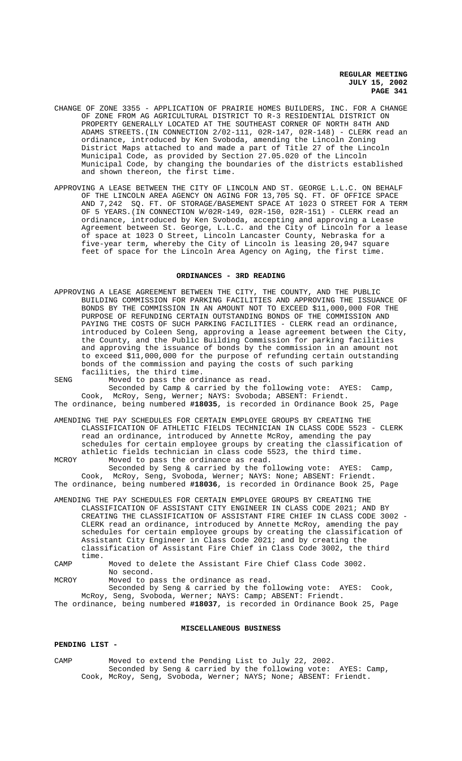CHANGE OF ZONE 3355 - APPLICATION OF PRAIRIE HOMES BUILDERS, INC. FOR A CHANGE OF ZONE FROM AG AGRICULTURAL DISTRICT TO R-3 RESIDENTIAL DISTRICT ON PROPERTY GENERALLY LOCATED AT THE SOUTHEAST CORNER OF NORTH 84TH AND ADAMS STREETS.(IN CONNECTION 2/02-111, 02R-147, 02R-148) - CLERK read an ordinance, introduced by Ken Svoboda, amending the Lincoln Zoning District Maps attached to and made a part of Title 27 of the Lincoln Municipal Code, as provided by Section 27.05.020 of the Lincoln Municipal Code, by changing the boundaries of the districts established and shown thereon, the first time.

APPROVING A LEASE BETWEEN THE CITY OF LINCOLN AND ST. GEORGE L.L.C. ON BEHALF OF THE LINCOLN AREA AGENCY ON AGING FOR 13,705 SQ. FT. OF OFFICE SPACE AND 7,242 SQ. FT. OF STORAGE/BASEMENT SPACE AT 1023 O STREET FOR A TERM OF 5 YEARS.(IN CONNECTION W/02R-149, 02R-150, 02R-151) - CLERK read an ordinance, introduced by Ken Svoboda, accepting and approving a Lease Agreement between St. George, L.L.C. and the City of Lincoln for a lease of space at 1023 O Street, Lincoln Lancaster County, Nebraska for a five-year term, whereby the City of Lincoln is leasing 20,947 square feet of space for the Lincoln Area Agency on Aging, the first time.

## ORDINANCES - 3RD READING

APPROVING A LEASE AGREEMENT BETWEEN THE CITY, THE COUNTY, AND THE PUBLIC BUILDING COMMISSION FOR PARKING FACILITIES AND APPROVING THE ISSUANCE OF BONDS BY THE COMMISSION IN AN AMOUNT NOT TO EXCEED $11,000,000 FOR THE PURPOSE OF REFUNDING CERTAIN OUTSTANDING BONDS OF THE COMMISSION AND PAYING THE COSTS OF SUCH PARKING FACILITIES - CLERK read an ordinance, introduced by Coleen Seng, approving a lease agreement between the City, the County, and the Public Building Commission for parking facilities and approving the issuance of bonds by the commission in an amount not to exceed $11,000,000 for the purpose of refunding certain outstanding bonds of the commission and paying the costs of such parking facilities, the third time.

SENG Moved to pass the ordinance as read.

Seconded by Camp & carried by the following vote: AYES: Camp, Cook, McRoy, Seng, Werner; NAYS: Svoboda; ABSENT: Friendt.

The ordinance, being numbered **#18035**, is recorded in Ordinance Book 25, Page

AMENDING THE PAY SCHEDULES FOR CERTAIN EMPLOYEE GROUPS BY CREATING THE CLASSIFICATION OF ATHLETIC FIELDS TECHNICIAN IN CLASS CODE 5523 - CLERK read an ordinance, introduced by Annette McRoy, amending the pay schedules for certain employee groups by creating the classification of athletic fields technician in class code 5523, the third time.

MCROY Moved to pass the ordinance as read.

Seconded by Seng & carried by the following vote: AYES: Camp, Cook, McRoy, Seng, Svoboda, Werner; NAYS: None; ABSENT: Friendt.

The ordinance, being numbered **#18036**, is recorded in Ordinance Book 25, Page

AMENDING THE PAY SCHEDULES FOR CERTAIN EMPLOYEE GROUPS BY CREATING THE CLASSIFICATION OF ASSISTANT CITY ENGINEER IN CLASS CODE 2021; AND BY CREATING THE CLASSIFICATION OF ASSISTANT FIRE CHIEF IN CLASS CODE 3002 - CLERK read an ordinance, introduced by Annette McRoy, amending the pay schedules for certain employee groups by creating the classification of Assistant City Engineer in Class Code 2021; and by creating the classification of Assistant Fire Chief in Class Code 3002, the third time.

CAMP Moved to delete the Assistant Fire Chief Class Code 3002.

No second.

MCROY Moved to pass the ordinance as read.

Seconded by Seng & carried by the following vote: AYES: Cook, McRoy, Seng, Svoboda, Werner; NAYS: Camp; ABSENT: Friendt.

The ordinance, being numbered **#18037**, is recorded in Ordinance Book 25, Page

## MISCELLANEOUS BUSINESS

**PENDING LIST -**

CAMP Moved to extend the Pending List to July 22, 2002.

Seconded by Seng & carried by the following vote: AYES: Camp, Cook, McRoy, Seng, Svoboda, Werner; NAYS; None; ABSENT: Friendt.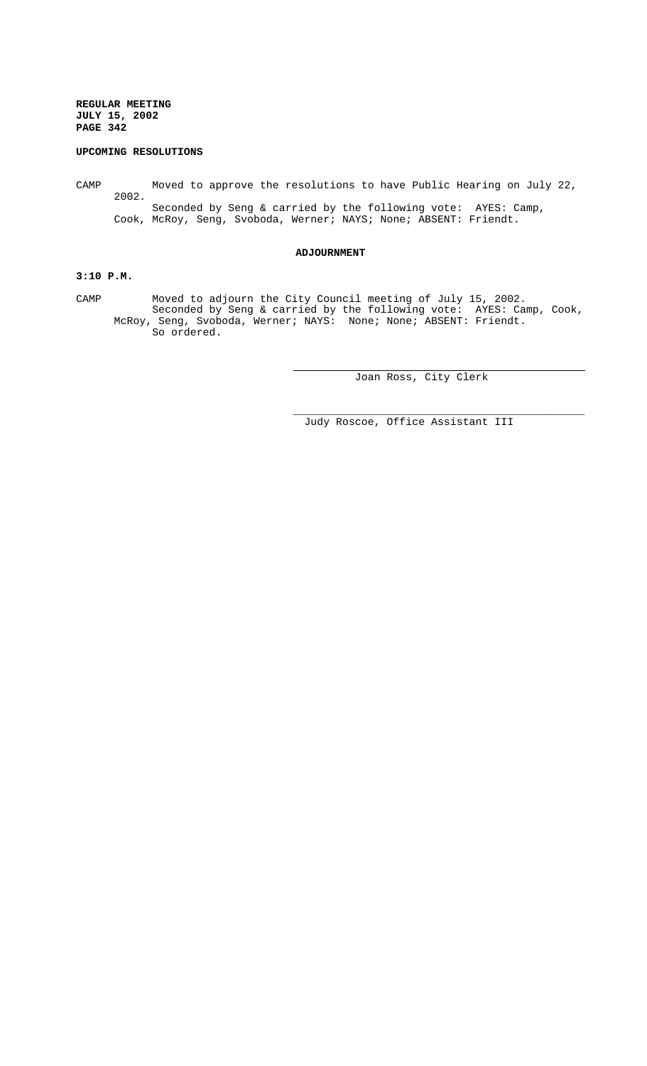**REGULAR MEETING**
**JULY 15, 2002**
**PAGE 342**

**UPCOMING RESOLUTIONS**

CAMP Moved to approve the resolutions to have Public Hearing on July 22, 2002.
Seconded by Seng & carried by the following vote: AYES: Camp, Cook, McRoy, Seng, Svoboda, Werner; NAYS; None; ABSENT: Friendt.

**ADJOURNMENT**

**3:10 P.M.**

CAMP Moved to adjourn the City Council meeting of July 15, 2002.
Seconded by Seng & carried by the following vote: AYES: Camp, Cook, McRoy, Seng, Svoboda, Werner; NAYS: None; None; ABSENT: Friendt.
So ordered.

\_\_\_\_\_\_\_\_\_\_\_\_\_\_\_\_\_\_\_\_\_\_\_\_\_\_\_\_\_\_\_\_\_\_\_\_\_\_\_\_\_\_\_\_
Joan Ross, City Clerk

\_\_\_\_\_\_\_\_\_\_\_\_\_\_\_\_\_\_\_\_\_\_\_\_\_\_\_\_\_\_\_\_\_\_\_\_\_\_\_\_\_\_\_\_
Judy Roscoe, Office Assistant III